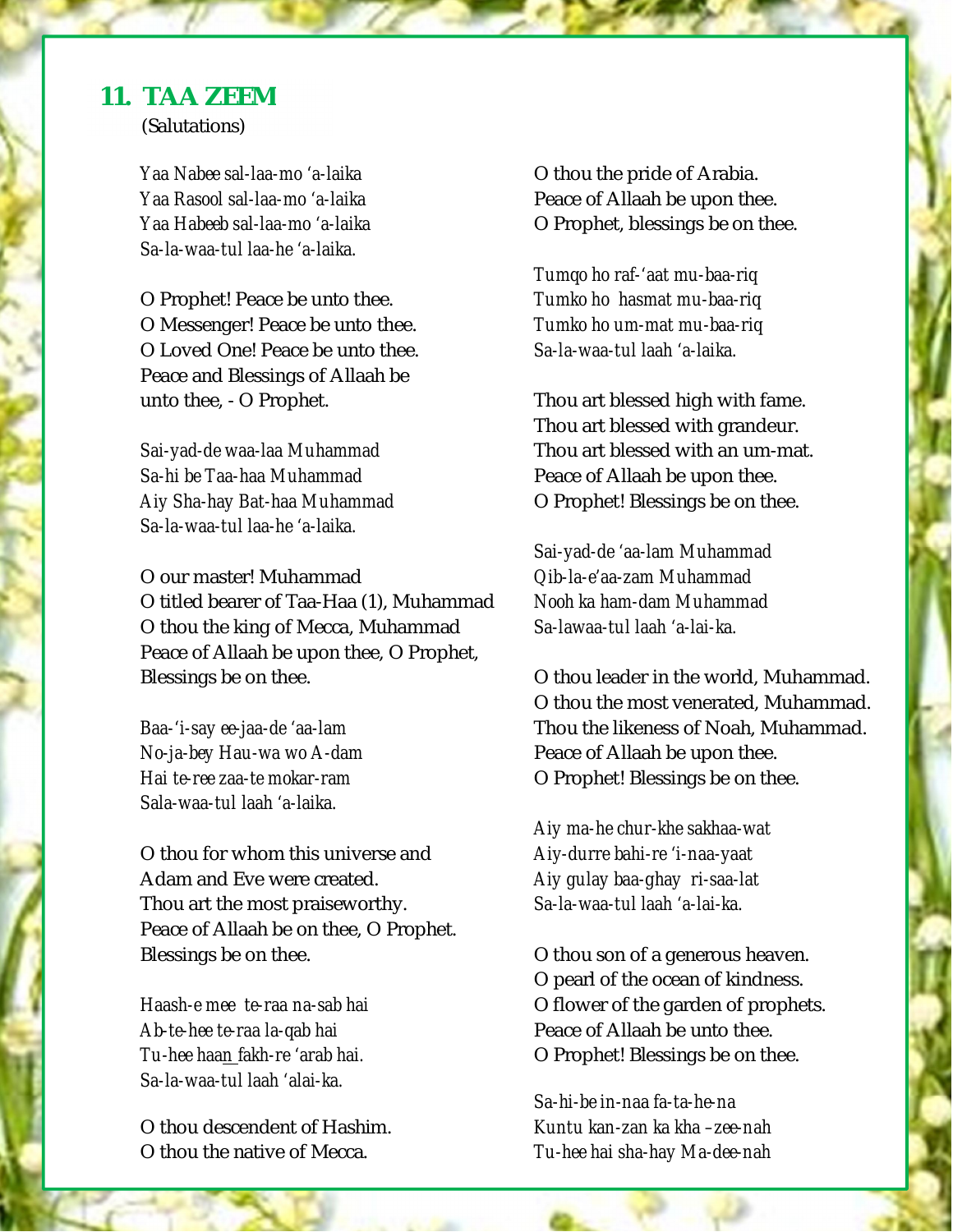## 11. TAA ZEEM

(Salutations)

*Yaa Nabee sal-laa-mo 'a-laika*
*Yaa Rasool sal-laa-mo 'a-laika*
*Yaa Habeeb sal-laa-mo 'a-laika*
*Sa-la-waa-tul laa-he 'a-laika.*

O Prophet! Peace be unto thee.
O Messenger! Peace be unto thee.
O Loved One! Peace be unto thee.
Peace and Blessings of Allaah be
unto thee, - O Prophet.

*Sai-yad-de waa-laa Muhammad*
*Sa-hi be Taa-haa Muhammad*
*Aiy Sha-hay Bat-haa Muhammad*
*Sa-la-waa-tul laa-he 'a-laika.*

O our master! Muhammad
O titled bearer of Taa-Haa (1), Muhammad
O thou the king of Mecca, Muhammad
Peace of Allaah be upon thee, O Prophet,
Blessings be on thee.

*Baa-'i-say ee-jaa-de 'aa-lam*
*No-ja-bey Hau-wa wo A-dam*
*Hai te-ree zaa-te mokar-ram*
*Sala-waa-tul laah 'a-laika.*

O thou for whom this universe and
Adam and Eve were created.
Thou art the most praiseworthy.
Peace of Allaah be on thee, O Prophet.
Blessings be on thee.

*Haash-e mee te-raa na-sab hai*
*Ab-te-hee te-raa la-qab hai*
*Tu-hee haan fakh-re 'arab hai.*
*Sa-la-waa-tul laah 'alai-ka.*

O thou descendent of Hashim.
O thou the native of Mecca.
O thou the pride of Arabia.
Peace of Allaah be upon thee.
O Prophet, blessings be on thee.

*Tumqo ho raf-'aat mu-baa-riq*
*Tumko ho hasmat mu-baa-riq*
*Tumko ho um-mat mu-baa-riq*
*Sa-la-waa-tul laah 'a-laika.*

Thou art blessed high with fame.
Thou art blessed with grandeur.
Thou art blessed with an um-mat.
Peace of Allaah be upon thee.
O Prophet! Blessings be on thee.

*Sai-yad-de 'aa-lam Muhammad*
*Qib-la-e'aa-zam Muhammad*
*Nooh ka ham-dam Muhammad*
*Sa-lawaa-tul laah 'a-lai-ka.*

O thou leader in the world, Muhammad.
O thou the most venerated, Muhammad.
Thou the likeness of Noah, Muhammad.
Peace of Allaah be upon thee.
O Prophet! Blessings be on thee.

*Aiy ma-he chur-khe sakhaa-wat*
*Aiy-durre bahi-re 'i-naa-yaat*
*Aiy gulay baa-ghay ri-saa-lat*
*Sa-la-waa-tul laah 'a-lai-ka.*

O thou son of a generous heaven.
O pearl of the ocean of kindness.
O flower of the garden of prophets.
Peace of Allaah be unto thee.
O Prophet! Blessings be on thee.

*Sa-hi-be in-naa fa-ta-he-na*
*Kuntu kan-zan ka kha –zee-nah*
*Tu-hee hai sha-hay Ma-dee-nah*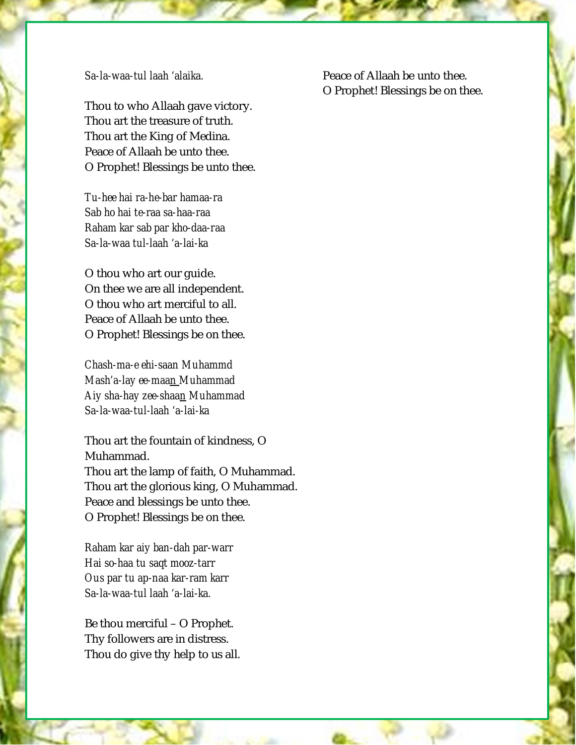*Sa-la-waa-tul laah 'alaika.*

Thou to who Allaah gave victory.
Thou art the treasure of truth.
Thou art the King of Medina.
Peace of Allaah be unto thee.
O Prophet! Blessings be unto thee.

*Tu-hee hai ra-he-bar hamaa-ra*
*Sab ho hai te-raa sa-haa-raa*
*Raham kar sab par kho-daa-raa*
*Sa-la-waa tul-laah 'a-lai-ka*

O thou who art our guide.
On thee we are all independent.
O thou who art merciful to all.
Peace of Allaah be unto thee.
O Prophet! Blessings be on thee.

*Chash-ma-e ehi-saan Muhammd*
*Mash'a-lay ee-maan Muhammad*
*Aiy sha-hay zee-shaan Muhammad*
*Sa-la-waa-tul-laah 'a-lai-ka*

Thou art the fountain of kindness, O Muhammad.
Thou art the lamp of faith, O Muhammad.
Thou art the glorious king, O Muhammad.
Peace and blessings be unto thee.
O Prophet! Blessings be on thee.

*Raham kar aiy ban-dah par-warr*
*Hai so-haa tu saqt mooz-tarr*
*Ous par tu ap-naa kar-ram karr*
*Sa-la-waa-tul laah 'a-lai-ka.*

Be thou merciful – O Prophet.
Thy followers are in distress.
Thou do give thy help to us all.
Peace of Allaah be unto thee.
O Prophet! Blessings be on thee.